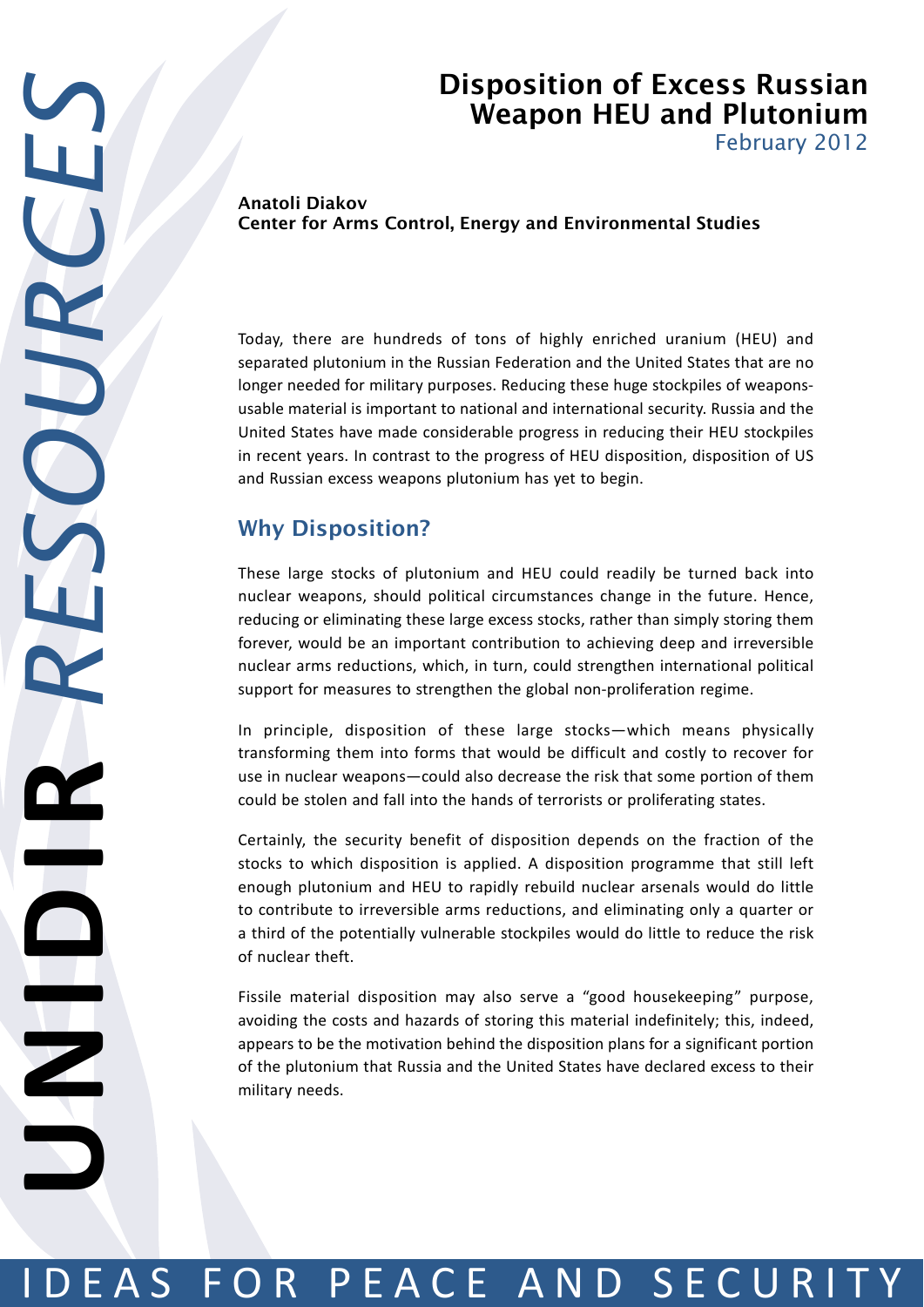# Disposition of Excess Russian Weapon HEU and Plutonium

February 2012

**Anatoli Diakov**
**Center for Arms Control, Energy and Environmental Studies**

Today, there are hundreds of tons of highly enriched uranium (HEU) and separated plutonium in the Russian Federation and the United States that are no longer needed for military purposes. Reducing these huge stockpiles of weapons-usable material is important to national and international security. Russia and the United States have made considerable progress in reducing their HEU stockpiles in recent years. In contrast to the progress of HEU disposition, disposition of US and Russian excess weapons plutonium has yet to begin.

## Why Disposition?

These large stocks of plutonium and HEU could readily be turned back into nuclear weapons, should political circumstances change in the future. Hence, reducing or eliminating these large excess stocks, rather than simply storing them forever, would be an important contribution to achieving deep and irreversible nuclear arms reductions, which, in turn, could strengthen international political support for measures to strengthen the global non-proliferation regime.

In principle, disposition of these large stocks—which means physically transforming them into forms that would be difficult and costly to recover for use in nuclear weapons—could also decrease the risk that some portion of them could be stolen and fall into the hands of terrorists or proliferating states.

Certainly, the security benefit of disposition depends on the fraction of the stocks to which disposition is applied. A disposition programme that still left enough plutonium and HEU to rapidly rebuild nuclear arsenals would do little to contribute to irreversible arms reductions, and eliminating only a quarter or a third of the potentially vulnerable stockpiles would do little to reduce the risk of nuclear theft.

Fissile material disposition may also serve a "good housekeeping" purpose, avoiding the costs and hazards of storing this material indefinitely; this, indeed, appears to be the motivation behind the disposition plans for a significant portion of the plutonium that Russia and the United States have declared excess to their military needs.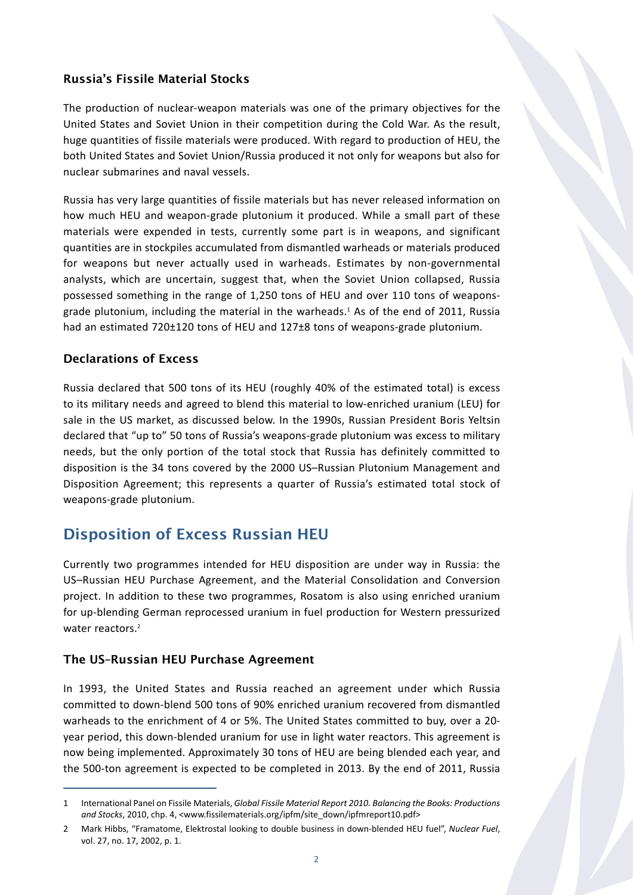### Russia's Fissile Material Stocks

The production of nuclear-weapon materials was one of the primary objectives for the United States and Soviet Union in their competition during the Cold War. As the result, huge quantities of fissile materials were produced. With regard to production of HEU, the both United States and Soviet Union/Russia produced it not only for weapons but also for nuclear submarines and naval vessels.

Russia has very large quantities of fissile materials but has never released information on how much HEU and weapon-grade plutonium it produced. While a small part of these materials were expended in tests, currently some part is in weapons, and significant quantities are in stockpiles accumulated from dismantled warheads or materials produced for weapons but never actually used in warheads. Estimates by non-governmental analysts, which are uncertain, suggest that, when the Soviet Union collapsed, Russia possessed something in the range of 1,250 tons of HEU and over 110 tons of weapons-grade plutonium, including the material in the warheads.[1] As of the end of 2011, Russia had an estimated 720±120 tons of HEU and 127±8 tons of weapons-grade plutonium.

### Declarations of Excess

Russia declared that 500 tons of its HEU (roughly 40% of the estimated total) is excess to its military needs and agreed to blend this material to low-enriched uranium (LEU) for sale in the US market, as discussed below. In the 1990s, Russian President Boris Yeltsin declared that "up to" 50 tons of Russia's weapons-grade plutonium was excess to military needs, but the only portion of the total stock that Russia has definitely committed to disposition is the 34 tons covered by the 2000 US–Russian Plutonium Management and Disposition Agreement; this represents a quarter of Russia's estimated total stock of weapons-grade plutonium.

## Disposition of Excess Russian HEU

Currently two programmes intended for HEU disposition are under way in Russia: the US–Russian HEU Purchase Agreement, and the Material Consolidation and Conversion project. In addition to these two programmes, Rosatom is also using enriched uranium for up-blending German reprocessed uranium in fuel production for Western pressurized water reactors.[2]

### The US–Russian HEU Purchase Agreement

In 1993, the United States and Russia reached an agreement under which Russia committed to down-blend 500 tons of 90% enriched uranium recovered from dismantled warheads to the enrichment of 4 or 5%. The United States committed to buy, over a 20-year period, this down-blended uranium for use in light water reactors. This agreement is now being implemented. Approximately 30 tons of HEU are being blended each year, and the 500-ton agreement is expected to be completed in 2013. By the end of 2011, Russia

---

1 International Panel on Fissile Materials, *Global Fissile Material Report 2010. Balancing the Books: Productions and Stocks*, 2010, chp. 4, <www.fissilematerials.org/ipfm/site_down/ipfmreport10.pdf>

2 Mark Hibbs, "Framatome, Elektrostal looking to double business in down-blended HEU fuel", *Nuclear Fuel*, vol. 27, no. 17, 2002, p. 1.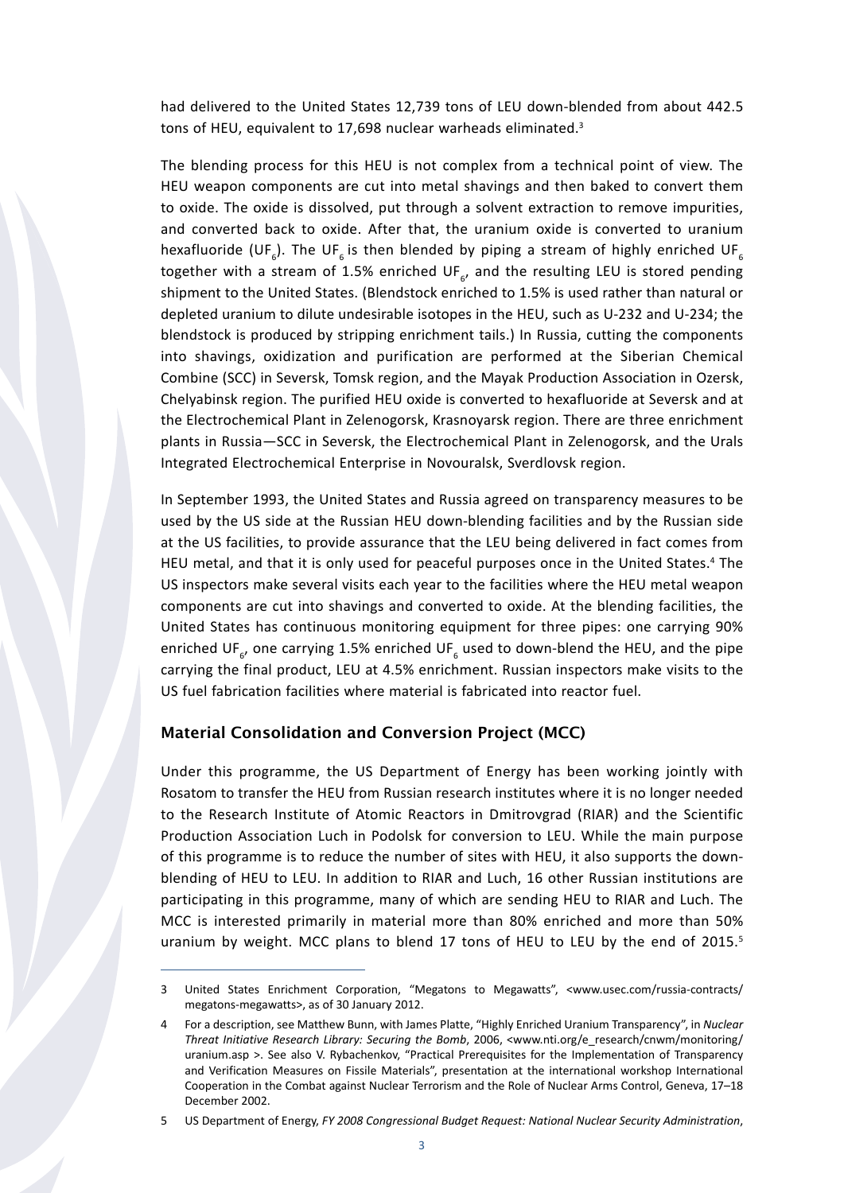had delivered to the United States 12,739 tons of LEU down-blended from about 442.5 tons of HEU, equivalent to 17,698 nuclear warheads eliminated.[3]

The blending process for this HEU is not complex from a technical point of view. The HEU weapon components are cut into metal shavings and then baked to convert them to oxide. The oxide is dissolved, put through a solvent extraction to remove impurities, and converted back to oxide. After that, the uranium oxide is converted to uranium hexafluoride ($UF_6$). The $UF_6$ is then blended by piping a stream of highly enriched $UF_6$ together with a stream of 1.5% enriched $UF_6$, and the resulting LEU is stored pending shipment to the United States. (Blendstock enriched to 1.5% is used rather than natural or depleted uranium to dilute undesirable isotopes in the HEU, such as U-232 and U-234; the blendstock is produced by stripping enrichment tails.) In Russia, cutting the components into shavings, oxidization and purification are performed at the Siberian Chemical Combine (SCC) in Seversk, Tomsk region, and the Mayak Production Association in Ozersk, Chelyabinsk region. The purified HEU oxide is converted to hexafluoride at Seversk and at the Electrochemical Plant in Zelenogorsk, Krasnoyarsk region. There are three enrichment plants in Russia—SCC in Seversk, the Electrochemical Plant in Zelenogorsk, and the Urals Integrated Electrochemical Enterprise in Novouralsk, Sverdlovsk region.

In September 1993, the United States and Russia agreed on transparency measures to be used by the US side at the Russian HEU down-blending facilities and by the Russian side at the US facilities, to provide assurance that the LEU being delivered in fact comes from HEU metal, and that it is only used for peaceful purposes once in the United States.[4] The US inspectors make several visits each year to the facilities where the HEU metal weapon components are cut into shavings and converted to oxide. At the blending facilities, the United States has continuous monitoring equipment for three pipes: one carrying 90% enriched $UF_6$, one carrying 1.5% enriched $UF_6$ used to down-blend the HEU, and the pipe carrying the final product, LEU at 4.5% enrichment. Russian inspectors make visits to the US fuel fabrication facilities where material is fabricated into reactor fuel.

### Material Consolidation and Conversion Project (MCC)

Under this programme, the US Department of Energy has been working jointly with Rosatom to transfer the HEU from Russian research institutes where it is no longer needed to the Research Institute of Atomic Reactors in Dmitrovgrad (RIAR) and the Scientific Production Association Luch in Podolsk for conversion to LEU. While the main purpose of this programme is to reduce the number of sites with HEU, it also supports the down-blending of HEU to LEU. In addition to RIAR and Luch, 16 other Russian institutions are participating in this programme, many of which are sending HEU to RIAR and Luch. The MCC is interested primarily in material more than 80% enriched and more than 50% uranium by weight. MCC plans to blend 17 tons of HEU to LEU by the end of 2015.[5]

---

3 United States Enrichment Corporation, "Megatons to Megawatts", <www.usec.com/russia-contracts/megatons-megawatts>, as of 30 January 2012.

4 For a description, see Matthew Bunn, with James Platte, "Highly Enriched Uranium Transparency", in *Nuclear Threat Initiative Research Library: Securing the Bomb*, 2006, <www.nti.org/e_research/cnwm/monitoring/uranium.asp >. See also V. Rybachenkov, "Practical Prerequisites for the Implementation of Transparency and Verification Measures on Fissile Materials", presentation at the international workshop International Cooperation in the Combat against Nuclear Terrorism and the Role of Nuclear Arms Control, Geneva, 17–18 December 2002.

5 US Department of Energy, *FY 2008 Congressional Budget Request: National Nuclear Security Administration*,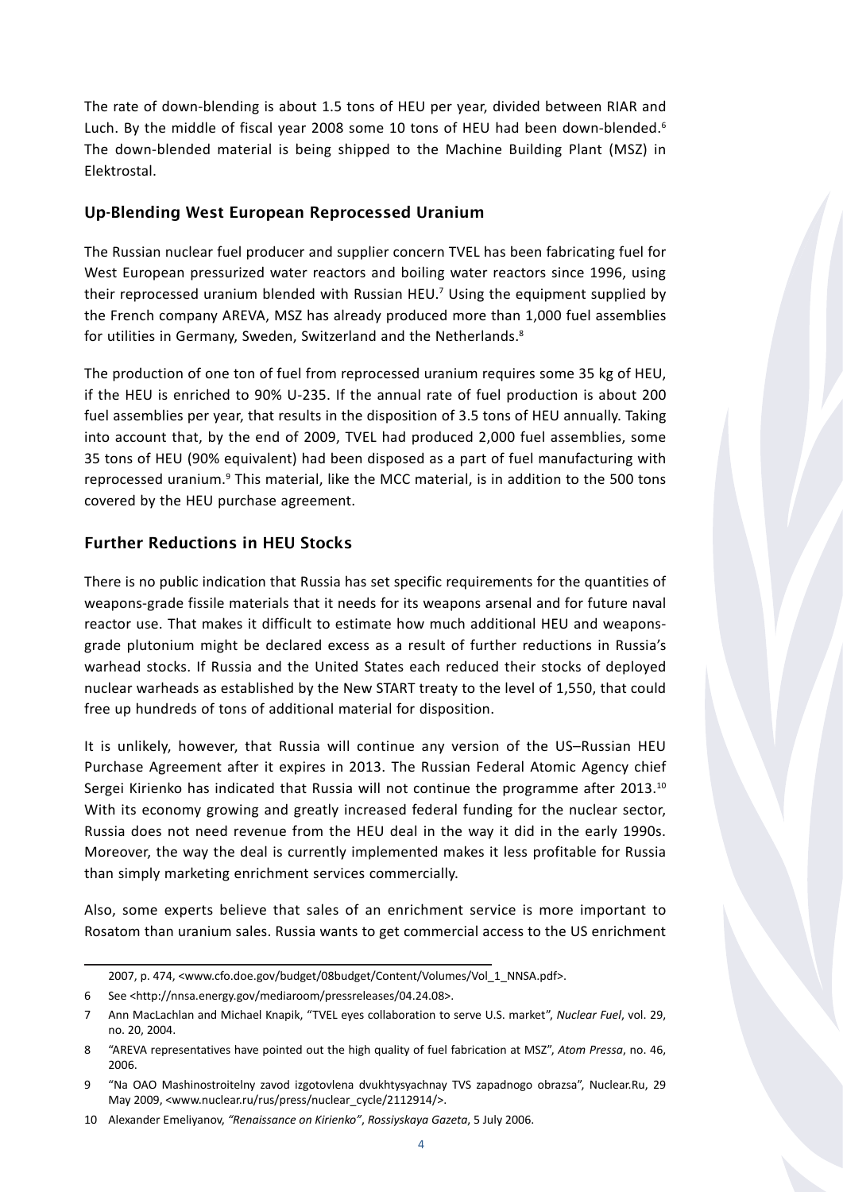The rate of down-blending is about 1.5 tons of HEU per year, divided between RIAR and Luch. By the middle of fiscal year 2008 some 10 tons of HEU had been down-blended.[6] The down-blended material is being shipped to the Machine Building Plant (MSZ) in Elektrostal.

### Up-Blending West European Reprocessed Uranium

The Russian nuclear fuel producer and supplier concern TVEL has been fabricating fuel for West European pressurized water reactors and boiling water reactors since 1996, using their reprocessed uranium blended with Russian HEU.[7] Using the equipment supplied by the French company AREVA, MSZ has already produced more than 1,000 fuel assemblies for utilities in Germany, Sweden, Switzerland and the Netherlands.[8]

The production of one ton of fuel from reprocessed uranium requires some 35 kg of HEU, if the HEU is enriched to 90% U-235. If the annual rate of fuel production is about 200 fuel assemblies per year, that results in the disposition of 3.5 tons of HEU annually. Taking into account that, by the end of 2009, TVEL had produced 2,000 fuel assemblies, some 35 tons of HEU (90% equivalent) had been disposed as a part of fuel manufacturing with reprocessed uranium.[9] This material, like the MCC material, is in addition to the 500 tons covered by the HEU purchase agreement.

### Further Reductions in HEU Stocks

There is no public indication that Russia has set specific requirements for the quantities of weapons-grade fissile materials that it needs for its weapons arsenal and for future naval reactor use. That makes it difficult to estimate how much additional HEU and weapons-grade plutonium might be declared excess as a result of further reductions in Russia's warhead stocks. If Russia and the United States each reduced their stocks of deployed nuclear warheads as established by the New START treaty to the level of 1,550, that could free up hundreds of tons of additional material for disposition.

It is unlikely, however, that Russia will continue any version of the US–Russian HEU Purchase Agreement after it expires in 2013. The Russian Federal Atomic Agency chief Sergei Kirienko has indicated that Russia will not continue the programme after 2013.[10] With its economy growing and greatly increased federal funding for the nuclear sector, Russia does not need revenue from the HEU deal in the way it did in the early 1990s. Moreover, the way the deal is currently implemented makes it less profitable for Russia than simply marketing enrichment services commercially.

Also, some experts believe that sales of an enrichment service is more important to Rosatom than uranium sales. Russia wants to get commercial access to the US enrichment

---

2007, p. 474, <www.cfo.doe.gov/budget/08budget/Content/Volumes/Vol_1_NNSA.pdf>.

6 See <http://nnsa.energy.gov/mediaroom/pressreleases/04.24.08>.

7 Ann MacLachlan and Michael Knapik, "TVEL eyes collaboration to serve U.S. market", *Nuclear Fuel*, vol. 29, no. 20, 2004.

8 "AREVA representatives have pointed out the high quality of fuel fabrication at MSZ", *Atom Pressa*, no. 46, 2006.

9 "Na OAO Mashinostroitelny zavod izgotovlena dvukhtysyachnay TVS zapadnogo obrazsa", Nuclear.Ru, 29 May 2009, <www.nuclear.ru/rus/press/nuclear_cycle/2112914/>.

10 Alexander Emeliyanov, *"Renaissance on Kirienko"*, *Rossiyskaya Gazeta*, 5 July 2006.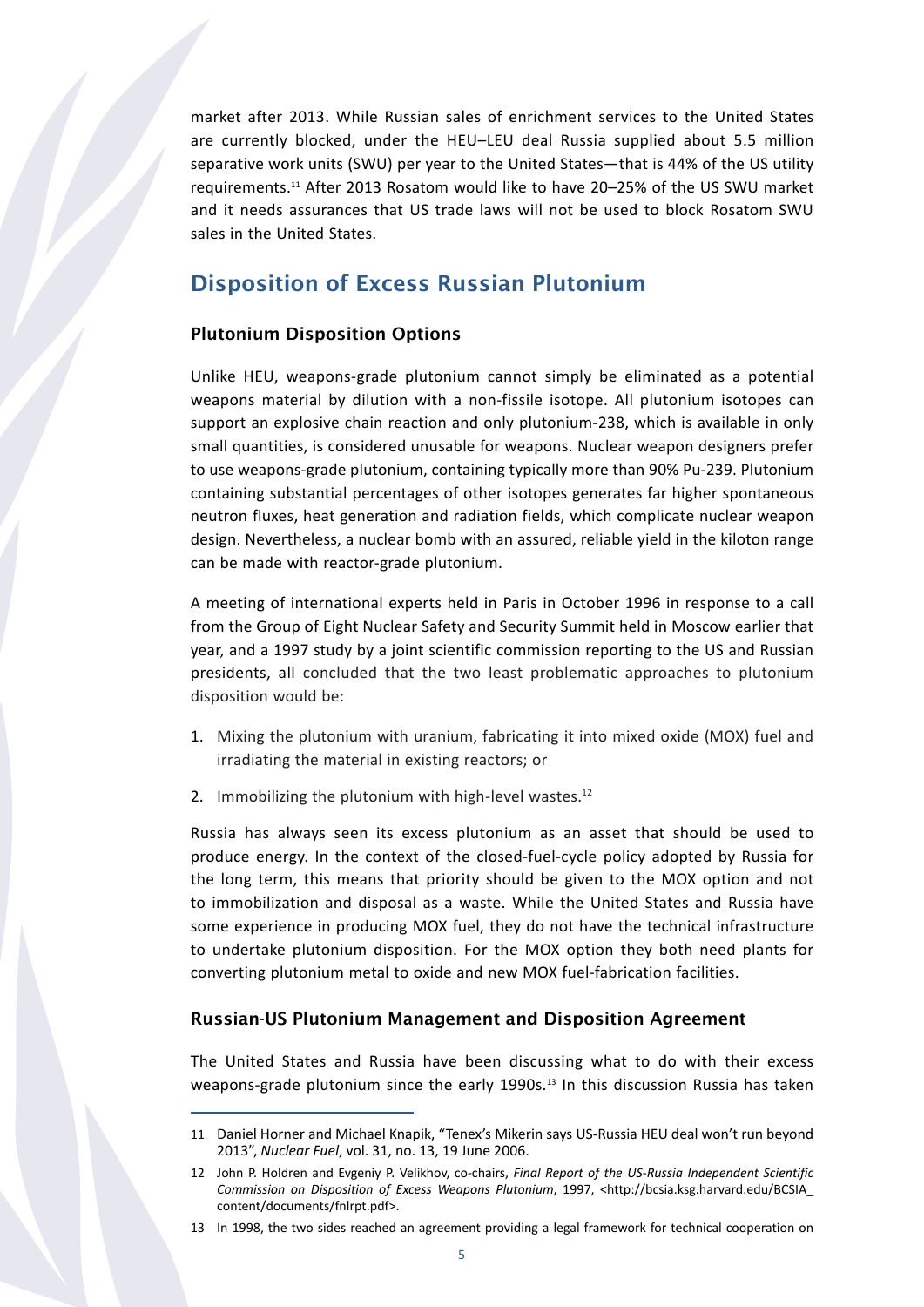market after 2013. While Russian sales of enrichment services to the United States are currently blocked, under the HEU–LEU deal Russia supplied about 5.5 million separative work units (SWU) per year to the United States—that is 44% of the US utility requirements.[11] After 2013 Rosatom would like to have 20–25% of the US SWU market and it needs assurances that US trade laws will not be used to block Rosatom SWU sales in the United States.

## Disposition of Excess Russian Plutonium

### Plutonium Disposition Options

Unlike HEU, weapons-grade plutonium cannot simply be eliminated as a potential weapons material by dilution with a non-fissile isotope. All plutonium isotopes can support an explosive chain reaction and only plutonium-238, which is available in only small quantities, is considered unusable for weapons. Nuclear weapon designers prefer to use weapons-grade plutonium, containing typically more than 90% Pu-239. Plutonium containing substantial percentages of other isotopes generates far higher spontaneous neutron fluxes, heat generation and radiation fields, which complicate nuclear weapon design. Nevertheless, a nuclear bomb with an assured, reliable yield in the kiloton range can be made with reactor-grade plutonium.

A meeting of international experts held in Paris in October 1996 in response to a call from the Group of Eight Nuclear Safety and Security Summit held in Moscow earlier that year, and a 1997 study by a joint scientific commission reporting to the US and Russian presidents, all concluded that the two least problematic approaches to plutonium disposition would be:

1. Mixing the plutonium with uranium, fabricating it into mixed oxide (MOX) fuel and irradiating the material in existing reactors; or
2. Immobilizing the plutonium with high-level wastes.[12]

Russia has always seen its excess plutonium as an asset that should be used to produce energy. In the context of the closed-fuel-cycle policy adopted by Russia for the long term, this means that priority should be given to the MOX option and not to immobilization and disposal as a waste. While the United States and Russia have some experience in producing MOX fuel, they do not have the technical infrastructure to undertake plutonium disposition. For the MOX option they both need plants for converting plutonium metal to oxide and new MOX fuel-fabrication facilities.

### Russian-US Plutonium Management and Disposition Agreement

The United States and Russia have been discussing what to do with their excess weapons-grade plutonium since the early 1990s.[13] In this discussion Russia has taken

---

11 Daniel Horner and Michael Knapik, "Tenex's Mikerin says US-Russia HEU deal won't run beyond 2013", *Nuclear Fuel*, vol. 31, no. 13, 19 June 2006.

12 John P. Holdren and Evgeniy P. Velikhov, co-chairs, *Final Report of the US-Russia Independent Scientific Commission on Disposition of Excess Weapons Plutonium*, 1997, <http://bcsia.ksg.harvard.edu/BCSIA_content/documents/fnlrpt.pdf>.

13 In 1998, the two sides reached an agreement providing a legal framework for technical cooperation on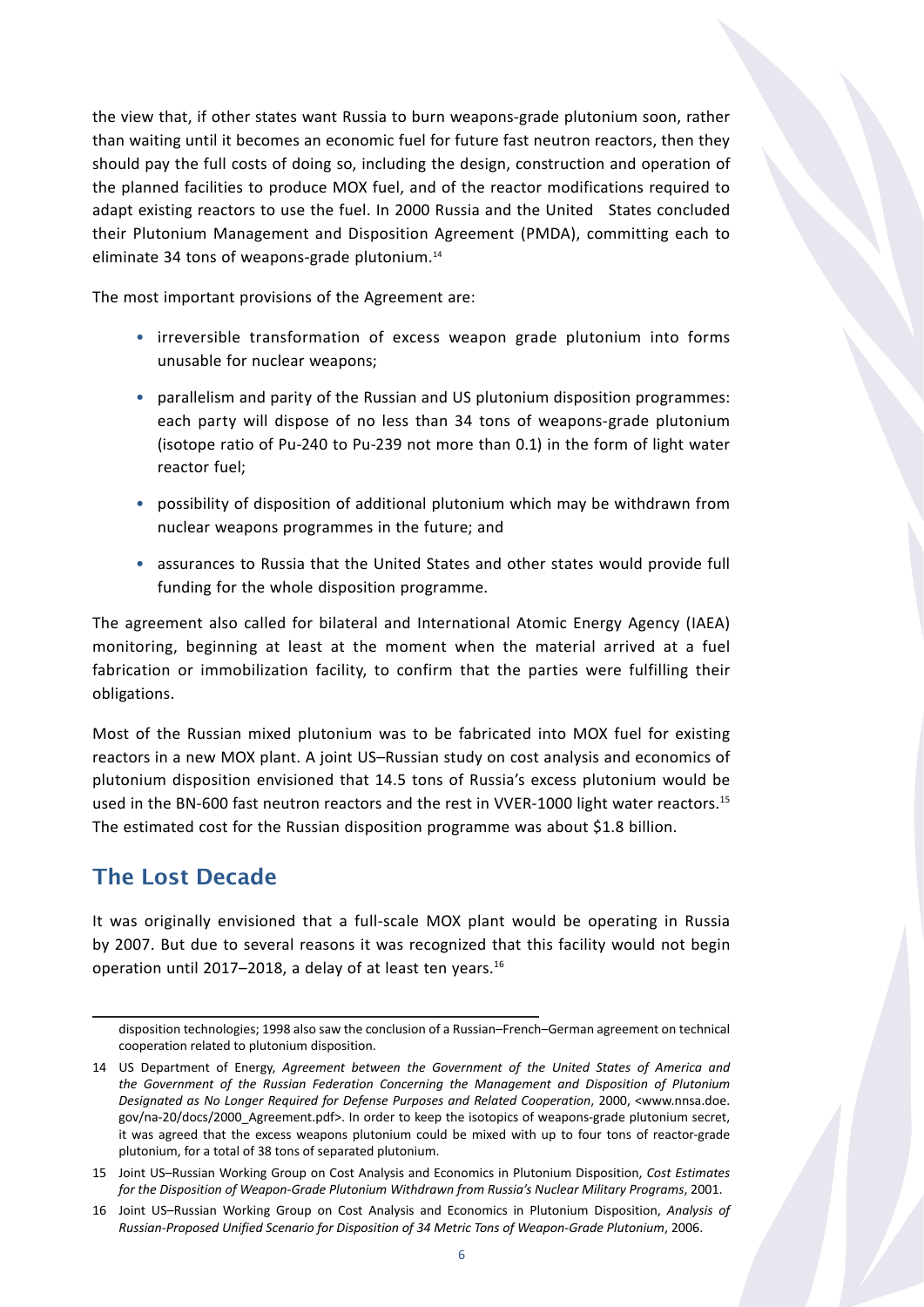the view that, if other states want Russia to burn weapons-grade plutonium soon, rather than waiting until it becomes an economic fuel for future fast neutron reactors, then they should pay the full costs of doing so, including the design, construction and operation of the planned facilities to produce MOX fuel, and of the reactor modifications required to adapt existing reactors to use the fuel. In 2000 Russia and the United States concluded their Plutonium Management and Disposition Agreement (PMDA), committing each to eliminate 34 tons of weapons-grade plutonium.[14]

The most important provisions of the Agreement are:

- irreversible transformation of excess weapon grade plutonium into forms unusable for nuclear weapons;
- parallelism and parity of the Russian and US plutonium disposition programmes: each party will dispose of no less than 34 tons of weapons-grade plutonium (isotope ratio of Pu-240 to Pu-239 not more than 0.1) in the form of light water reactor fuel;
- possibility of disposition of additional plutonium which may be withdrawn from nuclear weapons programmes in the future; and
- assurances to Russia that the United States and other states would provide full funding for the whole disposition programme.

The agreement also called for bilateral and International Atomic Energy Agency (IAEA) monitoring, beginning at least at the moment when the material arrived at a fuel fabrication or immobilization facility, to confirm that the parties were fulfilling their obligations.

Most of the Russian mixed plutonium was to be fabricated into MOX fuel for existing reactors in a new MOX plant. A joint US–Russian study on cost analysis and economics of plutonium disposition envisioned that 14.5 tons of Russia's excess plutonium would be used in the BN-600 fast neutron reactors and the rest in VVER-1000 light water reactors.[15] The estimated cost for the Russian disposition programme was about $1.8 billion.

## The Lost Decade

It was originally envisioned that a full-scale MOX plant would be operating in Russia by 2007. But due to several reasons it was recognized that this facility would not begin operation until 2017–2018, a delay of at least ten years.[16]

---

disposition technologies; 1998 also saw the conclusion of a Russian–French–German agreement on technical cooperation related to plutonium disposition.

14 US Department of Energy, *Agreement between the Government of the United States of America and the Government of the Russian Federation Concerning the Management and Disposition of Plutonium Designated as No Longer Required for Defense Purposes and Related Cooperation*, 2000, <www.nnsa.doe.gov/na-20/docs/2000_Agreement.pdf>. In order to keep the isotopics of weapons-grade plutonium secret, it was agreed that the excess weapons plutonium could be mixed with up to four tons of reactor-grade plutonium, for a total of 38 tons of separated plutonium.

15 Joint US–Russian Working Group on Cost Analysis and Economics in Plutonium Disposition, *Cost Estimates for the Disposition of Weapon-Grade Plutonium Withdrawn from Russia's Nuclear Military Programs*, 2001.

16 Joint US–Russian Working Group on Cost Analysis and Economics in Plutonium Disposition, *Analysis of Russian-Proposed Unified Scenario for Disposition of 34 Metric Tons of Weapon-Grade Plutonium*, 2006.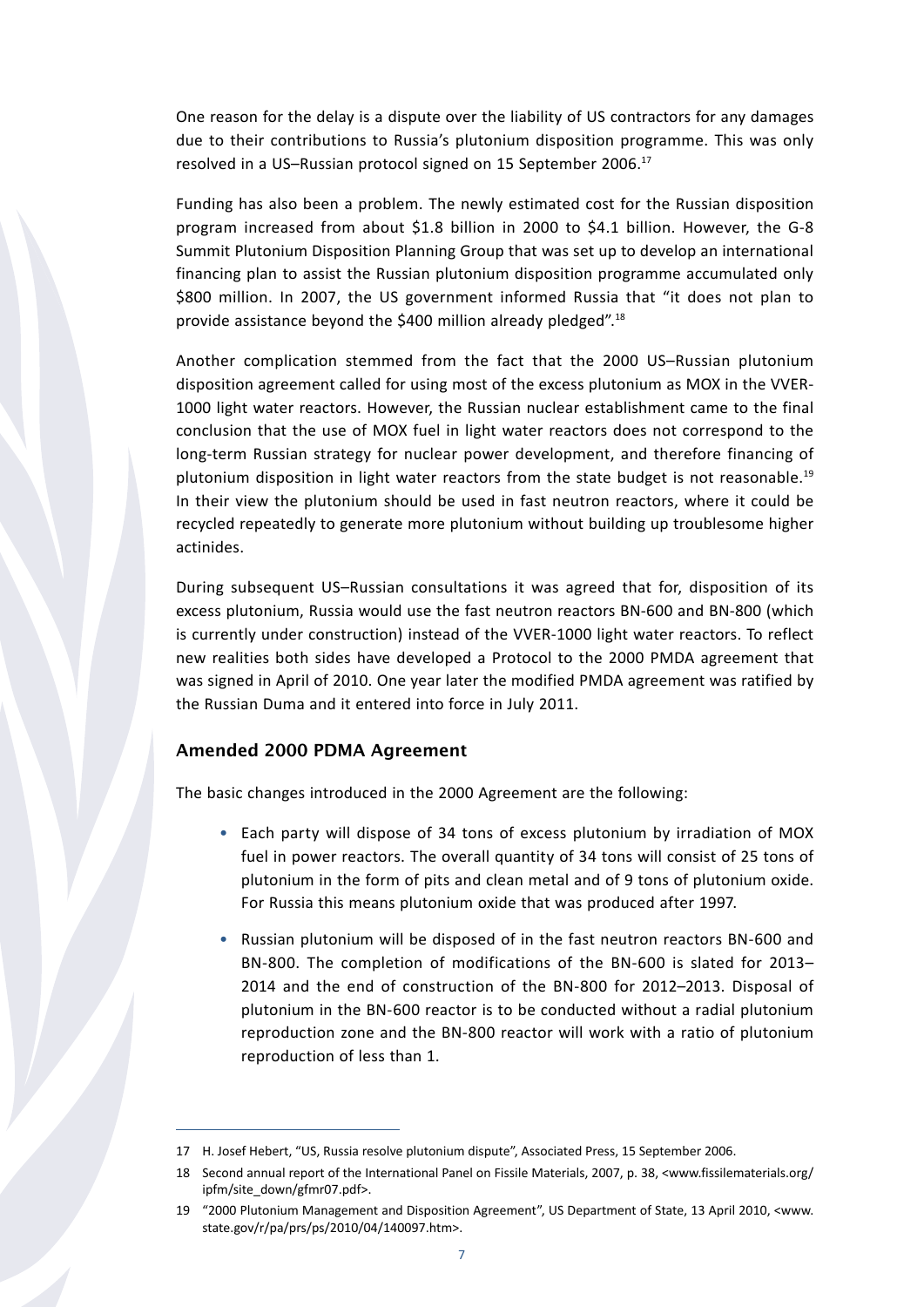One reason for the delay is a dispute over the liability of US contractors for any damages due to their contributions to Russia's plutonium disposition programme. This was only resolved in a US–Russian protocol signed on 15 September 2006.[17]

Funding has also been a problem. The newly estimated cost for the Russian disposition program increased from about \$1.8 billion in 2000 to \$4.1 billion. However, the G-8 Summit Plutonium Disposition Planning Group that was set up to develop an international financing plan to assist the Russian plutonium disposition programme accumulated only \$800 million. In 2007, the US government informed Russia that "it does not plan to provide assistance beyond the \$400 million already pledged".[18]

Another complication stemmed from the fact that the 2000 US–Russian plutonium disposition agreement called for using most of the excess plutonium as MOX in the VVER-1000 light water reactors. However, the Russian nuclear establishment came to the final conclusion that the use of MOX fuel in light water reactors does not correspond to the long-term Russian strategy for nuclear power development, and therefore financing of plutonium disposition in light water reactors from the state budget is not reasonable.[19] In their view the plutonium should be used in fast neutron reactors, where it could be recycled repeatedly to generate more plutonium without building up troublesome higher actinides.

During subsequent US–Russian consultations it was agreed that for, disposition of its excess plutonium, Russia would use the fast neutron reactors BN-600 and BN-800 (which is currently under construction) instead of the VVER-1000 light water reactors. To reflect new realities both sides have developed a Protocol to the 2000 PMDA agreement that was signed in April of 2010. One year later the modified PMDA agreement was ratified by the Russian Duma and it entered into force in July 2011.

### Amended 2000 PDMA Agreement

The basic changes introduced in the 2000 Agreement are the following:

- Each party will dispose of 34 tons of excess plutonium by irradiation of MOX fuel in power reactors. The overall quantity of 34 tons will consist of 25 tons of plutonium in the form of pits and clean metal and of 9 tons of plutonium oxide. For Russia this means plutonium oxide that was produced after 1997.
- Russian plutonium will be disposed of in the fast neutron reactors BN-600 and BN-800. The completion of modifications of the BN-600 is slated for 2013–2014 and the end of construction of the BN-800 for 2012–2013. Disposal of plutonium in the BN-600 reactor is to be conducted without a radial plutonium reproduction zone and the BN-800 reactor will work with a ratio of plutonium reproduction of less than 1.

---

17 H. Josef Hebert, "US, Russia resolve plutonium dispute", Associated Press, 15 September 2006.

18 Second annual report of the International Panel on Fissile Materials, 2007, p. 38, <www.fissilematerials.org/ipfm/site_down/gfmr07.pdf>.

19 "2000 Plutonium Management and Disposition Agreement", US Department of State, 13 April 2010, <www.state.gov/r/pa/prs/ps/2010/04/140097.htm>.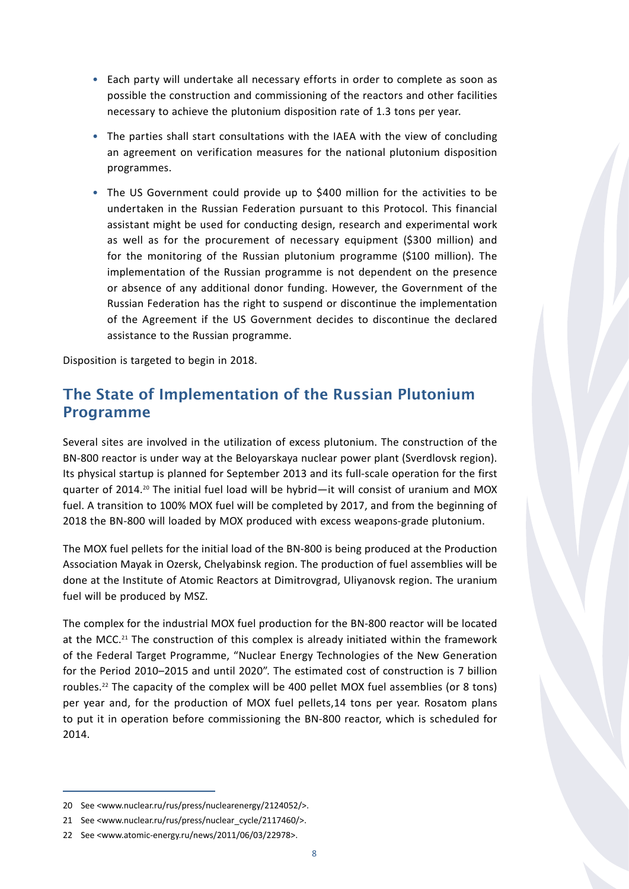- Each party will undertake all necessary efforts in order to complete as soon as possible the construction and commissioning of the reactors and other facilities necessary to achieve the plutonium disposition rate of 1.3 tons per year.
- The parties shall start consultations with the IAEA with the view of concluding an agreement on verification measures for the national plutonium disposition programmes.
- The US Government could provide up to $400 million for the activities to be undertaken in the Russian Federation pursuant to this Protocol. This financial assistant might be used for conducting design, research and experimental work as well as for the procurement of necessary equipment ($300 million) and for the monitoring of the Russian plutonium programme ($100 million). The implementation of the Russian programme is not dependent on the presence or absence of any additional donor funding. However, the Government of the Russian Federation has the right to suspend or discontinue the implementation of the Agreement if the US Government decides to discontinue the declared assistance to the Russian programme.

Disposition is targeted to begin in 2018.

## The State of Implementation of the Russian Plutonium Programme

Several sites are involved in the utilization of excess plutonium. The construction of the BN-800 reactor is under way at the Beloyarskaya nuclear power plant (Sverdlovsk region). Its physical startup is planned for September 2013 and its full-scale operation for the first quarter of 2014.[20] The initial fuel load will be hybrid—it will consist of uranium and MOX fuel. A transition to 100% MOX fuel will be completed by 2017, and from the beginning of 2018 the BN-800 will loaded by MOX produced with excess weapons-grade plutonium.

The MOX fuel pellets for the initial load of the BN-800 is being produced at the Production Association Mayak in Ozersk, Chelyabinsk region. The production of fuel assemblies will be done at the Institute of Atomic Reactors at Dimitrovgrad, Uliyanovsk region. The uranium fuel will be produced by MSZ.

The complex for the industrial MOX fuel production for the BN-800 reactor will be located at the MCC.[21] The construction of this complex is already initiated within the framework of the Federal Target Programme, "Nuclear Energy Technologies of the New Generation for the Period 2010–2015 and until 2020". The estimated cost of construction is 7 billion roubles.[22] The capacity of the complex will be 400 pellet MOX fuel assemblies (or 8 tons) per year and, for the production of MOX fuel pellets,14 tons per year. Rosatom plans to put it in operation before commissioning the BN-800 reactor, which is scheduled for 2014.

20 See <www.nuclear.ru/rus/press/nuclearenergy/2124052/>.

21 See <www.nuclear.ru/rus/press/nuclear_cycle/2117460/>.

22 See <www.atomic-energy.ru/news/2011/06/03/22978>.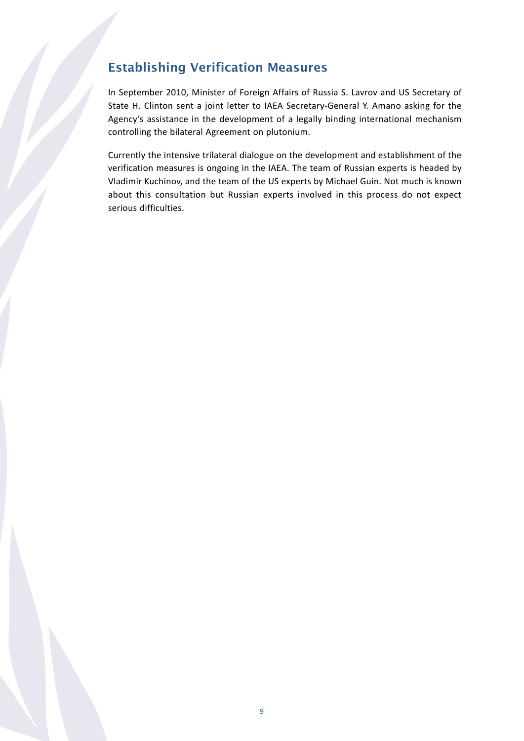## Establishing Verification Measures

In September 2010, Minister of Foreign Affairs of Russia S. Lavrov and US Secretary of State H. Clinton sent a joint letter to IAEA Secretary-General Y. Amano asking for the Agency's assistance in the development of a legally binding international mechanism controlling the bilateral Agreement on plutonium.

Currently the intensive trilateral dialogue on the development and establishment of the verification measures is ongoing in the IAEA. The team of Russian experts is headed by Vladimir Kuchinov, and the team of the US experts by Michael Guin. Not much is known about this consultation but Russian experts involved in this process do not expect serious difficulties.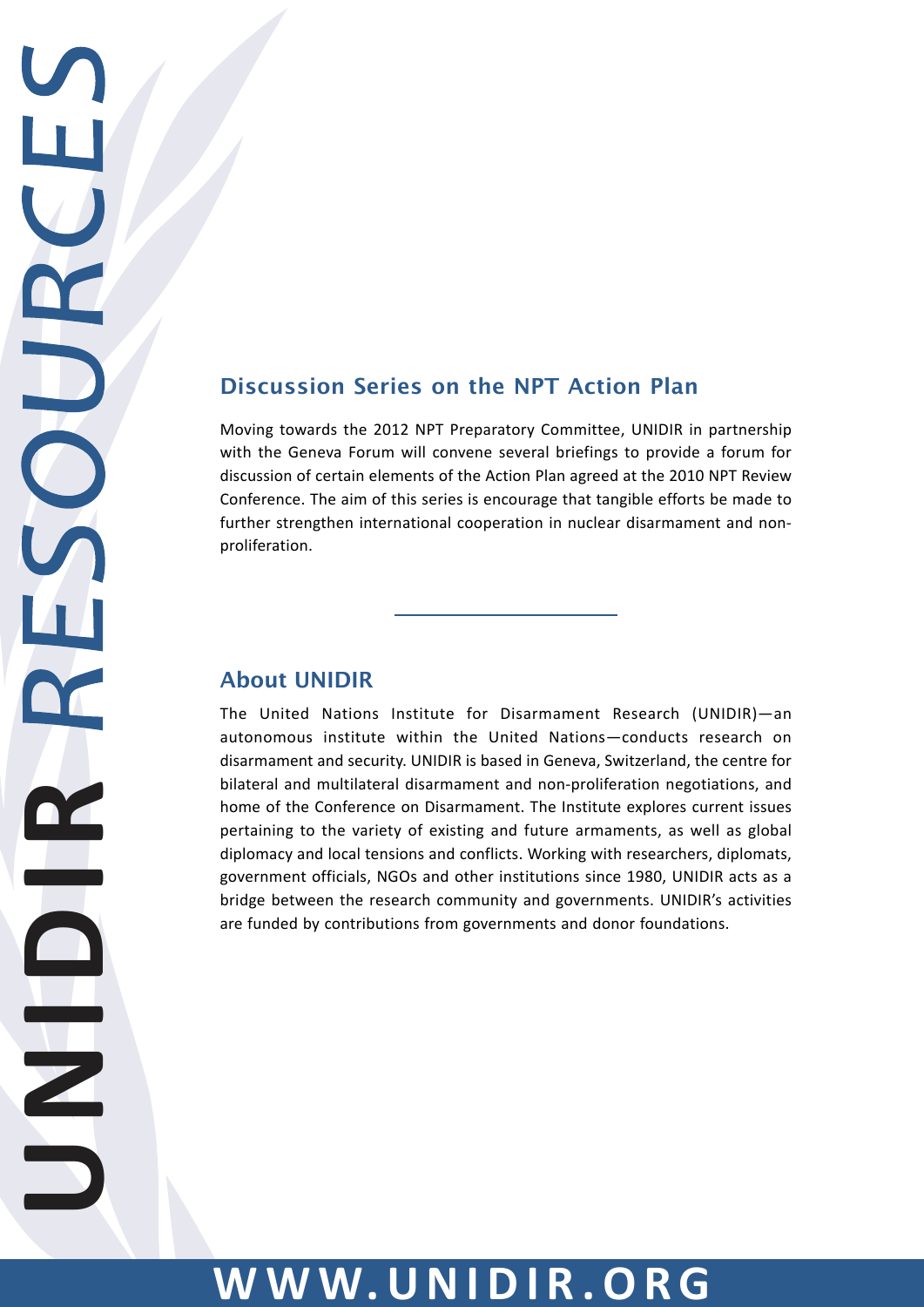UNIDIR *RESOURCES*

## Discussion Series on the NPT Action Plan

Moving towards the 2012 NPT Preparatory Committee, UNIDIR in partnership with the Geneva Forum will convene several briefings to provide a forum for discussion of certain elements of the Action Plan agreed at the 2010 NPT Review Conference. The aim of this series is encourage that tangible efforts be made to further strengthen international cooperation in nuclear disarmament and non-proliferation.

---

## About UNIDIR

The United Nations Institute for Disarmament Research (UNIDIR)—an autonomous institute within the United Nations—conducts research on disarmament and security. UNIDIR is based in Geneva, Switzerland, the centre for bilateral and multilateral disarmament and non-proliferation negotiations, and home of the Conference on Disarmament. The Institute explores current issues pertaining to the variety of existing and future armaments, as well as global diplomacy and local tensions and conflicts. Working with researchers, diplomats, government officials, NGOs and other institutions since 1980, UNIDIR acts as a bridge between the research community and governments. UNIDIR's activities are funded by contributions from governments and donor foundations.

**WWW.UNIDIR.ORG**